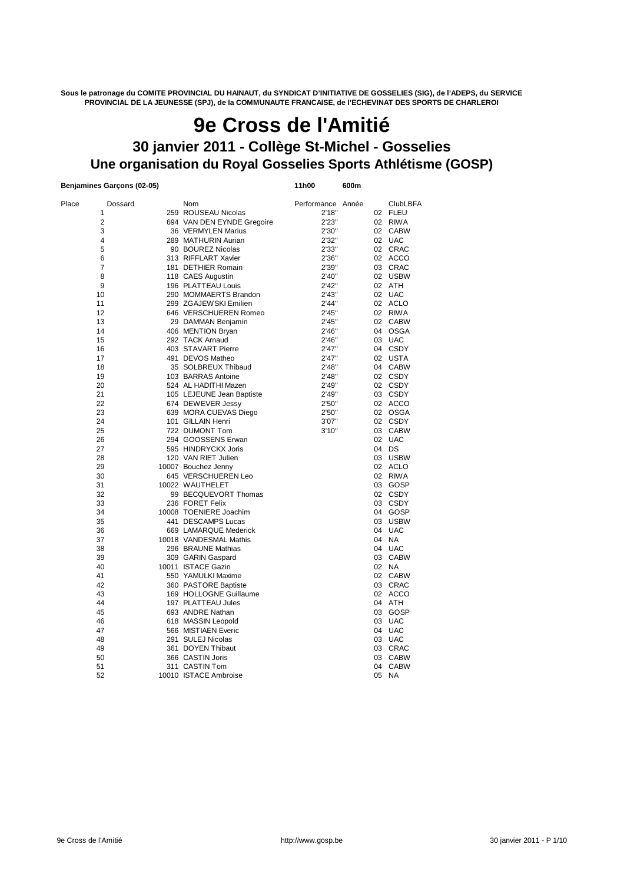**Sous le patronage du COMITE PROVINCIAL DU HAINAUT, du SYNDICAT D'INITIATIVE DE GOSSELIES (SIG), de l'ADEPS, du SERVICE PROVINCIAL DE LA JEUNESSE (SPJ), de la COMMUNAUTE FRANCAISE, de l'ECHEVINAT DES SPORTS DE CHARLEROI**

# 9e Cross de l'Amitié

## 30 janvier 2011 - Collège St-Michel - Gosselies

## Une organisation du Royal Gosselies Sports Athlétisme (GOSP)

**Benjamines Garçons (02-05)** **11h00** **600m**

| Place | Dossard | Nom | Performance | Année | ClubLBFA |
|---|---|---|---|---|---|
| 1 | 259 | ROUSEAU Nicolas | 2'18" | 02 | FLEU |
| 2 | 694 | VAN DEN EYNDE Gregoire | 2'23" | 02 | RIWA |
| 3 | 36 | VERMYLEN Marius | 2'30" | 02 | CABW |
| 4 | 289 | MATHURIN Aurian | 2'32" | 02 | UAC |
| 5 | 90 | BOUREZ Nicolas | 2'33" | 02 | CRAC |
| 6 | 313 | RIFFLART Xavier | 2'36" | 02 | ACCO |
| 7 | 181 | DETHIER Romain | 2'39" | 03 | CRAC |
| 8 | 118 | CAES Augustin | 2'40" | 02 | USBW |
| 9 | 196 | PLATTEAU Louis | 2'42" | 02 | ATH |
| 10 | 290 | MOMMAERTS Brandon | 2'43" | 02 | UAC |
| 11 | 299 | ZGAJEWSKI Emilien | 2'44" | 02 | ACLO |
| 12 | 646 | VERSCHUEREN Romeo | 2'45" | 02 | RIWA |
| 13 | 29 | DAMMAN Benjamin | 2'45" | 02 | CABW |
| 14 | 406 | MENTION Bryan | 2'46" | 04 | OSGA |
| 15 | 292 | TACK Arnaud | 2'46" | 03 | UAC |
| 16 | 403 | STAVART Pierre | 2'47" | 04 | CSDY |
| 17 | 491 | DEVOS Matheo | 2'47" | 02 | USTA |
| 18 | 35 | SOLBREUX Thibaud | 2'48" | 04 | CABW |
| 19 | 103 | BARRAS Antoine | 2'48" | 02 | CSDY |
| 20 | 524 | AL HADITHI Mazen | 2'49" | 02 | CSDY |
| 21 | 105 | LEJEUNE Jean Baptiste | 2'49" | 03 | CSDY |
| 22 | 674 | DEWEVER Jessy | 2'50" | 02 | ACCO |
| 23 | 639 | MORA CUEVAS Diego | 2'50" | 02 | OSGA |
| 24 | 101 | GILLAIN Henri | 3'07" | 02 | CSDY |
| 25 | 722 | DUMONT Tom | 3'10" | 03 | CABW |
| 26 | 294 | GOOSSENS Erwan | | 02 | UAC |
| 27 | 595 | HINDRYCKX Joris | | 04 | DS |
| 28 | 120 | VAN RIET Julien | | 03 | USBW |
| 29 | 10007 | Bouchez Jenny | | 02 | ACLO |
| 30 | 645 | VERSCHUEREN Leo | | 02 | RIWA |
| 31 | 10022 | WAUTHELET | | 03 | GOSP |
| 32 | 99 | BECQUEVORT Thomas | | 02 | CSDY |
| 33 | 236 | FORET Felix | | 03 | CSDY |
| 34 | 10008 | TOENIERE Joachim | | 04 | GOSP |
| 35 | 441 | DESCAMPS Lucas | | 03 | USBW |
| 36 | 669 | LAMARQUE Mederick | | 04 | UAC |
| 37 | 10018 | VANDESMAL Mathis | | 04 | NA |
| 38 | 296 | BRAUNE Mathias | | 04 | UAC |
| 39 | 309 | GARIN Gaspard | | 03 | CABW |
| 40 | 10011 | ISTACE Gazin | | 02 | NA |
| 41 | 550 | YAMULKI Maxime | | 02 | CABW |
| 42 | 360 | PASTORE Baptiste | | 03 | CRAC |
| 43 | 169 | HOLLOGNE Guillaume | | 02 | ACCO |
| 44 | 197 | PLATTEAU Jules | | 04 | ATH |
| 45 | 693 | ANDRE Nathan | | 03 | GOSP |
| 46 | 618 | MASSIN Leopold | | 03 | UAC |
| 47 | 566 | MISTIAEN Everic | | 04 | UAC |
| 48 | 291 | SULEJ Nicolas | | 03 | UAC |
| 49 | 361 | DOYEN Thibaut | | 03 | CRAC |
| 50 | 366 | CASTIN Joris | | 03 | CABW |
| 51 | 311 | CASTIN Tom | | 04 | CABW |
| 52 | 10010 | ISTACE Ambroise | | 05 | NA |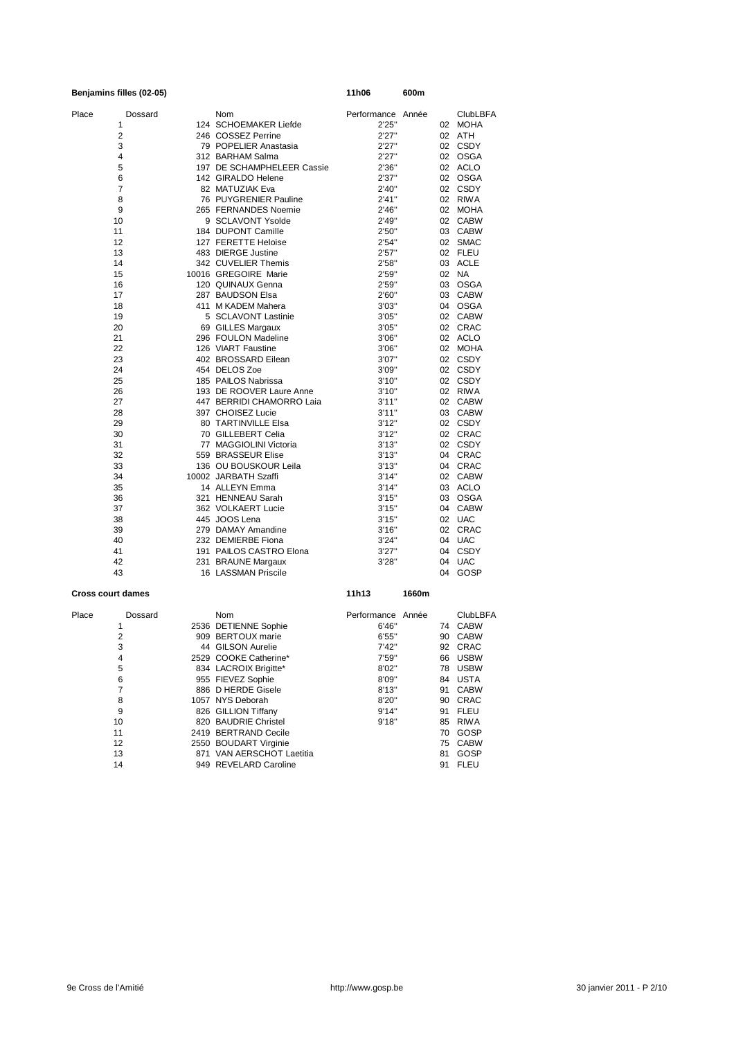**Benjamins filles (02-05)** 11h06 600m

| Place | Dossard | Nom | Performance | Année | ClubLBFA |
|---|---|---|---|---|---|
| 1 | 124 | SCHOEMAKER Liefde | 2'25" | 02 | MOHA |
| 2 | 246 | COSSEZ Perrine | 2'27" | 02 | ATH |
| 3 | 79 | POPELIER Anastasia | 2'27" | 02 | CSDY |
| 4 | 312 | BARHAM Salma | 2'27" | 02 | OSGA |
| 5 | 197 | DE SCHAMPHELEER Cassie | 2'36" | 02 | ACLO |
| 6 | 142 | GIRALDO Helene | 2'37" | 02 | OSGA |
| 7 | 82 | MATUZIAK Eva | 2'40" | 02 | CSDY |
| 8 | 76 | PUYGRENIER Pauline | 2'41" | 02 | RIWA |
| 9 | 265 | FERNANDES Noemie | 2'46" | 02 | MOHA |
| 10 | 9 | SCLAVONT Ysolde | 2'49" | 02 | CABW |
| 11 | 184 | DUPONT Camille | 2'50" | 03 | CABW |
| 12 | 127 | FERETTE Heloise | 2'54" | 02 | SMAC |
| 13 | 483 | DIERGE Justine | 2'57" | 02 | FLEU |
| 14 | 342 | CUVELIER Themis | 2'58" | 03 | ACLE |
| 15 | 10016 | GREGOIRE Marie | 2'59" | 02 | NA |
| 16 | 120 | QUINAUX Genna | 2'59" | 03 | OSGA |
| 17 | 287 | BAUDSON Elsa | 2'60" | 03 | CABW |
| 18 | 411 | M KADEM Mahera | 3'03" | 04 | OSGA |
| 19 | 5 | SCLAVONT Lastinie | 3'05" | 02 | CABW |
| 20 | 69 | GILLES Margaux | 3'05" | 02 | CRAC |
| 21 | 296 | FOULON Madeline | 3'06" | 02 | ACLO |
| 22 | 126 | VIART Faustine | 3'06" | 02 | MOHA |
| 23 | 402 | BROSSARD Eilean | 3'07" | 02 | CSDY |
| 24 | 454 | DELOS Zoe | 3'09" | 02 | CSDY |
| 25 | 185 | PAILOS Nabrissa | 3'10" | 02 | CSDY |
| 26 | 193 | DE ROOVER Laure Anne | 3'10" | 02 | RIWA |
| 27 | 447 | BERRIDI CHAMORRO Laia | 3'11" | 02 | CABW |
| 28 | 397 | CHOISEZ Lucie | 3'11" | 03 | CABW |
| 29 | 80 | TARTINVILLE Elsa | 3'12" | 02 | CSDY |
| 30 | 70 | GILLEBERT Celia | 3'12" | 02 | CRAC |
| 31 | 77 | MAGGIOLINI Victoria | 3'13" | 02 | CSDY |
| 32 | 559 | BRASSEUR Elise | 3'13" | 04 | CRAC |
| 33 | 136 | OU BOUSKOUR Leila | 3'13" | 04 | CRAC |
| 34 | 10002 | JARBATH Szaffi | 3'14" | 02 | CABW |
| 35 | 14 | ALLEYN Emma | 3'14" | 03 | ACLO |
| 36 | 321 | HENNEAU Sarah | 3'15" | 03 | OSGA |
| 37 | 362 | VOLKAERT Lucie | 3'15" | 04 | CABW |
| 38 | 445 | JOOS Lena | 3'15" | 02 | UAC |
| 39 | 279 | DAMAY Amandine | 3'16" | 02 | CRAC |
| 40 | 232 | DEMIERBE Fiona | 3'24" | 04 | UAC |
| 41 | 191 | PAILOS CASTRO Elona | 3'27" | 04 | CSDY |
| 42 | 231 | BRAUNE Margaux | 3'28" | 04 | UAC |
| 43 | 16 | LASSMAN Priscile | | 04 | GOSP |

**Cross court dames** 11h13 1660m

| Place | Dossard | Nom | Performance | Année | ClubLBFA |
|---|---|---|---|---|---|
| 1 | 2536 | DETIENNE Sophie | 6'46" | 74 | CABW |
| 2 | 909 | BERTOUX marie | 6'55" | 90 | CABW |
| 3 | 44 | GILSON Aurelie | 7'42" | 92 | CRAC |
| 4 | 2529 | COOKE Catherine* | 7'59" | 66 | USBW |
| 5 | 834 | LACROIX Brigitte* | 8'02" | 78 | USBW |
| 6 | 955 | FIEVEZ Sophie | 8'09" | 84 | USTA |
| 7 | 886 | D HERDE Gisele | 8'13" | 91 | CABW |
| 8 | 1057 | NYS Deborah | 8'20" | 90 | CRAC |
| 9 | 826 | GILLION Tiffany | 9'14" | 91 | FLEU |
| 10 | 820 | BAUDRIE Christel | 9'18" | 85 | RIWA |
| 11 | 2419 | BERTRAND Cecile | | 70 | GOSP |
| 12 | 2550 | BOUDART Virginie | | 75 | CABW |
| 13 | 871 | VAN AERSCHOT Laetitia | | 81 | GOSP |
| 14 | 949 | REVELARD Caroline | | 91 | FLEU |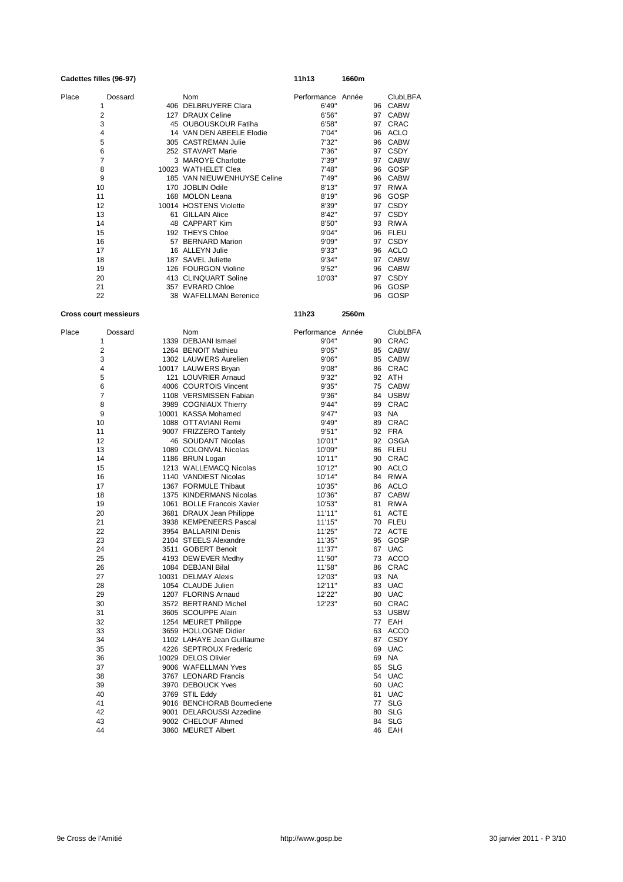**Cadettes filles (96-97)** 11h13 1660m

| Place | Dossard | Nom | Performance | Année | ClubLBFA |
|---|---|---|---|---|---|
| 1 | 406 | DELBRUYERE Clara | 6'49" | 96 | CABW |
| 2 | 127 | DRAUX Celine | 6'56" | 97 | CABW |
| 3 | 45 | OUBOUSKOUR Fatiha | 6'58" | 97 | CRAC |
| 4 | 14 | VAN DEN ABEELE Elodie | 7'04" | 96 | ACLO |
| 5 | 305 | CASTREMAN Julie | 7'32" | 96 | CABW |
| 6 | 252 | STAVART Marie | 7'36" | 97 | CSDY |
| 7 | 3 | MAROYE Charlotte | 7'39" | 97 | CABW |
| 8 | 10023 | WATHELET Clea | 7'48" | 96 | GOSP |
| 9 | 185 | VAN NIEUWENHUYSE Celine | 7'49" | 96 | CABW |
| 10 | 170 | JOBLIN Odile | 8'13" | 97 | RIWA |
| 11 | 168 | MOLON Leana | 8'19" | 96 | GOSP |
| 12 | 10014 | HOSTENS Violette | 8'39" | 97 | CSDY |
| 13 | 61 | GILLAIN Alice | 8'42" | 97 | CSDY |
| 14 | 48 | CAPPART Kim | 8'50" | 93 | RIWA |
| 15 | 192 | THEYS Chloe | 9'04" | 96 | FLEU |
| 16 | 57 | BERNARD Marion | 9'09" | 97 | CSDY |
| 17 | 16 | ALLEYN Julie | 9'33" | 96 | ACLO |
| 18 | 187 | SAVEL Juliette | 9'34" | 97 | CABW |
| 19 | 126 | FOURGON Violine | 9'52" | 96 | CABW |
| 20 | 413 | CLINQUART Soline | 10'03" | 97 | CSDY |
| 21 | 357 | EVRARD Chloe | | 96 | GOSP |
| 22 | 38 | WAFELLMAN Berenice | | 96 | GOSP |

**Cross court messieurs** 11h23 2560m

| Place | Dossard | Nom | Performance | Année | ClubLBFA |
|---|---|---|---|---|---|
| 1 | 1339 | DEBJANI Ismael | 9'04" | 90 | CRAC |
| 2 | 1264 | BENOIT Mathieu | 9'05" | 85 | CABW |
| 3 | 1302 | LAUWERS Aurelien | 9'06" | 85 | CABW |
| 4 | 10017 | LAUWERS Bryan | 9'08" | 86 | CRAC |
| 5 | 121 | LOUVRIER Arnaud | 9'32" | 92 | ATH |
| 6 | 4006 | COURTOIS Vincent | 9'35" | 75 | CABW |
| 7 | 1108 | VERSMISSEN Fabian | 9'36" | 84 | USBW |
| 8 | 3989 | COGNIAUX Thierry | 9'44" | 69 | CRAC |
| 9 | 10001 | KASSA Mohamed | 9'47" | 93 | NA |
| 10 | 1088 | OTTAVIANI Remi | 9'49" | 89 | CRAC |
| 11 | 9007 | FRIZZERO Tantely | 9'51" | 92 | FRA |
| 12 | 46 | SOUDANT Nicolas | 10'01" | 92 | OSGA |
| 13 | 1089 | COLONVAL Nicolas | 10'09" | 86 | FLEU |
| 14 | 1186 | BRUN Logan | 10'11" | 90 | CRAC |
| 15 | 1213 | WALLEMACQ Nicolas | 10'12" | 90 | ACLO |
| 16 | 1140 | VANDIEST Nicolas | 10'14" | 84 | RIWA |
| 17 | 1367 | FORMULE Thibaut | 10'35" | 86 | ACLO |
| 18 | 1375 | KINDERMANS Nicolas | 10'36" | 87 | CABW |
| 19 | 1061 | BOLLE Francois Xavier | 10'53" | 81 | RIWA |
| 20 | 3681 | DRAUX Jean Philippe | 11'11" | 61 | ACTE |
| 21 | 3938 | KEMPENEERS Pascal | 11'15" | 70 | FLEU |
| 22 | 3954 | BALLARINI Denis | 11'25" | 72 | ACTE |
| 23 | 2104 | STEELS Alexandre | 11'35" | 95 | GOSP |
| 24 | 3511 | GOBERT Benoit | 11'37" | 67 | UAC |
| 25 | 4193 | DEWEVER Medhy | 11'50" | 73 | ACCO |
| 26 | 1084 | DEBJANI Bilal | 11'58" | 86 | CRAC |
| 27 | 10031 | DELMAY Alexis | 12'03" | 93 | NA |
| 28 | 1054 | CLAUDE Julien | 12'11" | 83 | UAC |
| 29 | 1207 | FLORINS Arnaud | 12'22" | 80 | UAC |
| 30 | 3572 | BERTRAND Michel | 12'23" | 60 | CRAC |
| 31 | 3605 | SCOUPPE Alain | | 53 | USBW |
| 32 | 1254 | MEURET Philippe | | 77 | EAH |
| 33 | 3659 | HOLLOGNE Didier | | 63 | ACCO |
| 34 | 1102 | LAHAYE Jean Guillaume | | 87 | CSDY |
| 35 | 4226 | SEPTROUX Frederic | | 69 | UAC |
| 36 | 10029 | DELOS Olivier | | 69 | NA |
| 37 | 9006 | WAFELLMAN Yves | | 65 | SLG |
| 38 | 3767 | LEONARD Francis | | 54 | UAC |
| 39 | 3970 | DEBOUCK Yves | | 60 | UAC |
| 40 | 3769 | STIL Eddy | | 61 | UAC |
| 41 | 9016 | BENCHORAB Boumediene | | 77 | SLG |
| 42 | 9001 | DELAROUSSI Azzedine | | 80 | SLG |
| 43 | 9002 | CHELOUF Ahmed | | 84 | SLG |
| 44 | 3860 | MEURET Albert | | 46 | EAH |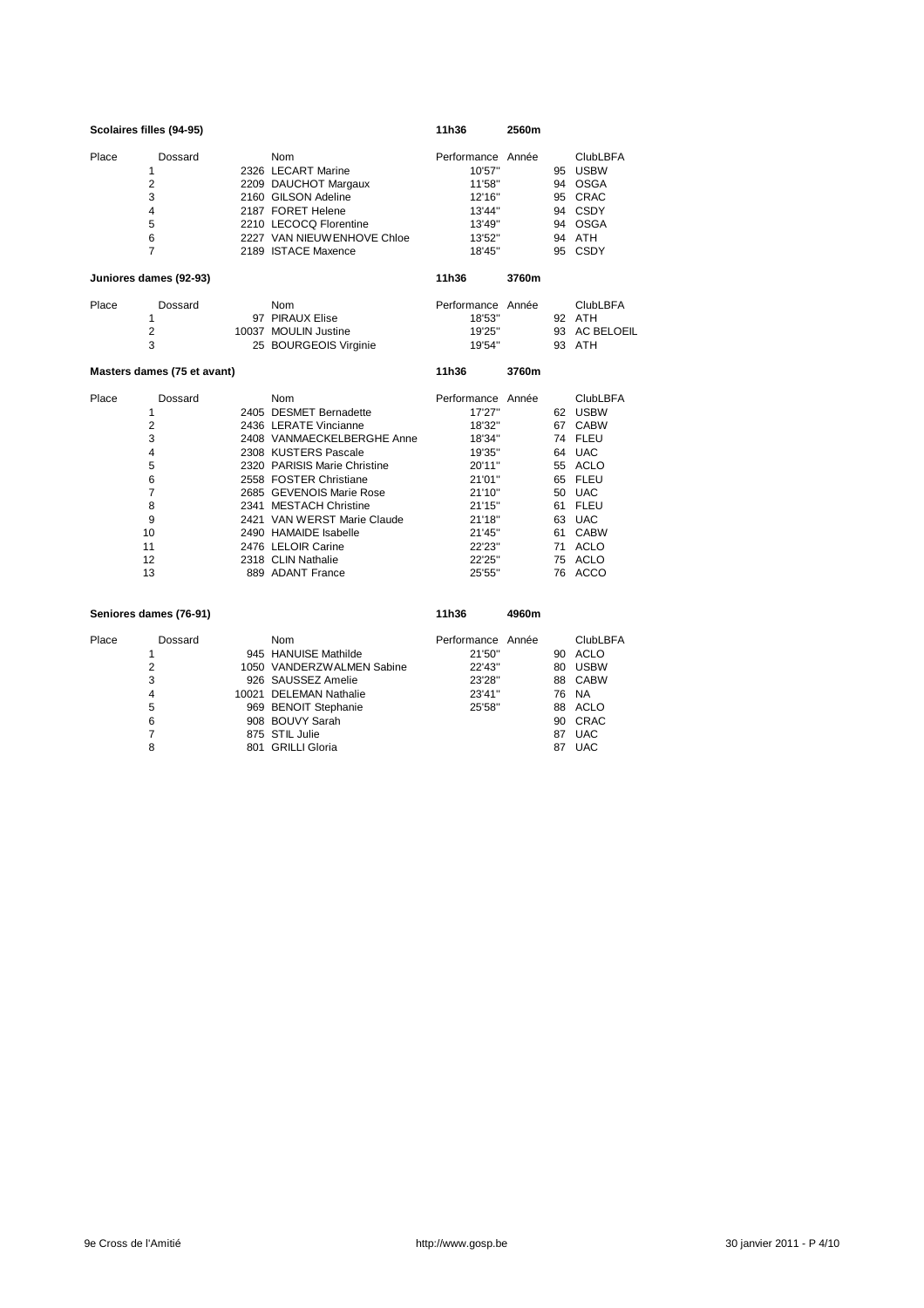**Scolaires filles (94-95)** — 11h36 — 2560m

| Place | Dossard | Nom | Performance | Année | ClubLBFA |
|---|---|---|---|---|---|
| 1 | 2326 | LECART Marine | 10'57" | 95 | USBW |
| 2 | 2209 | DAUCHOT Margaux | 11'58" | 94 | OSGA |
| 3 | 2160 | GILSON Adeline | 12'16" | 95 | CRAC |
| 4 | 2187 | FORET Helene | 13'44" | 94 | CSDY |
| 5 | 2210 | LECOCQ Florentine | 13'49" | 94 | OSGA |
| 6 | 2227 | VAN NIEUWENHOVE Chloe | 13'52" | 94 | ATH |
| 7 | 2189 | ISTACE Maxence | 18'45" | 95 | CSDY |

**Juniores dames (92-93)** — 11h36 — 3760m

| Place | Dossard | Nom | Performance | Année | ClubLBFA |
|---|---|---|---|---|---|
| 1 | 97 | PIRAUX Elise | 18'53" | 92 | ATH |
| 2 | 10037 | MOULIN Justine | 19'25" | 93 | AC BELOEIL |
| 3 | 25 | BOURGEOIS Virginie | 19'54" | 93 | ATH |

**Masters dames (75 et avant)** — 11h36 — 3760m

| Place | Dossard | Nom | Performance | Année | ClubLBFA |
|---|---|---|---|---|---|
| 1 | 2405 | DESMET Bernadette | 17'27" | 62 | USBW |
| 2 | 2436 | LERATE Vincianne | 18'32" | 67 | CABW |
| 3 | 2408 | VANMAECKELBERGHE Anne | 18'34" | 74 | FLEU |
| 4 | 2308 | KUSTERS Pascale | 19'35" | 64 | UAC |
| 5 | 2320 | PARISIS Marie Christine | 20'11" | 55 | ACLO |
| 6 | 2558 | FOSTER Christiane | 21'01" | 65 | FLEU |
| 7 | 2685 | GEVENOIS Marie Rose | 21'10" | 50 | UAC |
| 8 | 2341 | MESTACH Christine | 21'15" | 61 | FLEU |
| 9 | 2421 | VAN WERST Marie Claude | 21'18" | 63 | UAC |
| 10 | 2490 | HAMAIDE Isabelle | 21'45" | 61 | CABW |
| 11 | 2476 | LELOIR Carine | 22'23" | 71 | ACLO |
| 12 | 2318 | CLIN Nathalie | 22'25" | 75 | ACLO |
| 13 | 889 | ADANT France | 25'55" | 76 | ACCO |

**Seniores dames (76-91)** — 11h36 — 4960m

| Place | Dossard | Nom | Performance | Année | ClubLBFA |
|---|---|---|---|---|---|
| 1 | 945 | HANUISE Mathilde | 21'50" | 90 | ACLO |
| 2 | 1050 | VANDERZWALMEN Sabine | 22'43" | 80 | USBW |
| 3 | 926 | SAUSSEZ Amelie | 23'28" | 88 | CABW |
| 4 | 10021 | DELEMAN Nathalie | 23'41" | 76 | NA |
| 5 | 969 | BENOIT Stephanie | 25'58" | 88 | ACLO |
| 6 | 908 | BOUVY Sarah | | 90 | CRAC |
| 7 | 875 | STIL Julie | | 87 | UAC |
| 8 | 801 | GRILLI Gloria | | 87 | UAC |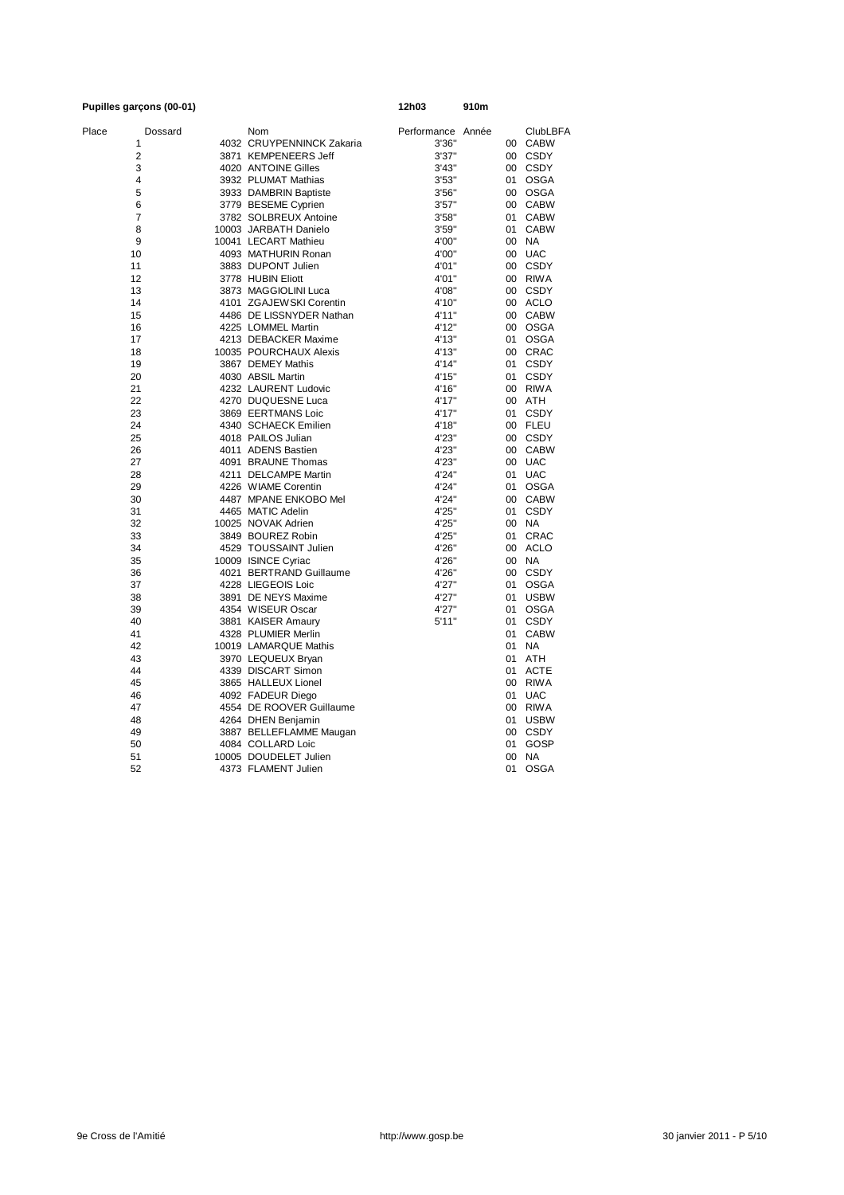**Pupilles garçons (00-01)** **12h03** **910m**

| Place | Dossard | Nom | Performance | Année | ClubLBFA |
|---|---|---|---|---|---|
| 1 | 4032 | CRUYPENNINCK Zakaria | 3'36" | 00 | CABW |
| 2 | 3871 | KEMPENEERS Jeff | 3'37" | 00 | CSDY |
| 3 | 4020 | ANTOINE Gilles | 3'43" | 00 | CSDY |
| 4 | 3932 | PLUMAT Mathias | 3'53" | 01 | OSGA |
| 5 | 3933 | DAMBRIN Baptiste | 3'56" | 00 | OSGA |
| 6 | 3779 | BESEME Cyprien | 3'57" | 00 | CABW |
| 7 | 3782 | SOLBREUX Antoine | 3'58" | 01 | CABW |
| 8 | 10003 | JARBATH Danielo | 3'59" | 01 | CABW |
| 9 | 10041 | LECART Mathieu | 4'00" | 00 | NA |
| 10 | 4093 | MATHURIN Ronan | 4'00" | 00 | UAC |
| 11 | 3883 | DUPONT Julien | 4'01" | 00 | CSDY |
| 12 | 3778 | HUBIN Eliott | 4'01" | 00 | RIWA |
| 13 | 3873 | MAGGIOLINI Luca | 4'08" | 00 | CSDY |
| 14 | 4101 | ZGAJEWSKI Corentin | 4'10" | 00 | ACLO |
| 15 | 4486 | DE LISSNYDER Nathan | 4'11" | 00 | CABW |
| 16 | 4225 | LOMMEL Martin | 4'12" | 00 | OSGA |
| 17 | 4213 | DEBACKER Maxime | 4'13" | 01 | OSGA |
| 18 | 10035 | POURCHAUX Alexis | 4'13" | 00 | CRAC |
| 19 | 3867 | DEMEY Mathis | 4'14" | 01 | CSDY |
| 20 | 4030 | ABSIL Martin | 4'15" | 01 | CSDY |
| 21 | 4232 | LAURENT Ludovic | 4'16" | 00 | RIWA |
| 22 | 4270 | DUQUESNE Luca | 4'17" | 00 | ATH |
| 23 | 3869 | EERTMANS Loic | 4'17" | 01 | CSDY |
| 24 | 4340 | SCHAECK Emilien | 4'18" | 00 | FLEU |
| 25 | 4018 | PAILOS Julian | 4'23" | 00 | CSDY |
| 26 | 4011 | ADENS Bastien | 4'23" | 00 | CABW |
| 27 | 4091 | BRAUNE Thomas | 4'23" | 00 | UAC |
| 28 | 4211 | DELCAMPE Martin | 4'24" | 01 | UAC |
| 29 | 4226 | WIAME Corentin | 4'24" | 01 | OSGA |
| 30 | 4487 | MPANE ENKOBO Mel | 4'24" | 00 | CABW |
| 31 | 4465 | MATIC Adelin | 4'25" | 01 | CSDY |
| 32 | 10025 | NOVAK Adrien | 4'25" | 00 | NA |
| 33 | 3849 | BOUREZ Robin | 4'25" | 01 | CRAC |
| 34 | 4529 | TOUSSAINT Julien | 4'26" | 00 | ACLO |
| 35 | 10009 | ISINCE Cyriac | 4'26" | 00 | NA |
| 36 | 4021 | BERTRAND Guillaume | 4'26" | 00 | CSDY |
| 37 | 4228 | LIEGEOIS Loic | 4'27" | 01 | OSGA |
| 38 | 3891 | DE NEYS Maxime | 4'27" | 01 | USBW |
| 39 | 4354 | WISEUR Oscar | 4'27" | 01 | OSGA |
| 40 | 3881 | KAISER Amaury | 5'11" | 01 | CSDY |
| 41 | 4328 | PLUMIER Merlin | | 01 | CABW |
| 42 | 10019 | LAMARQUE Mathis | | 01 | NA |
| 43 | 3970 | LEQUEUX Bryan | | 01 | ATH |
| 44 | 4339 | DISCART Simon | | 01 | ACTE |
| 45 | 3865 | HALLEUX Lionel | | 00 | RIWA |
| 46 | 4092 | FADEUR Diego | | 01 | UAC |
| 47 | 4554 | DE ROOVER Guillaume | | 00 | RIWA |
| 48 | 4264 | DHEN Benjamin | | 01 | USBW |
| 49 | 3887 | BELLEFLAMME Maugan | | 00 | CSDY |
| 50 | 4084 | COLLARD Loic | | 01 | GOSP |
| 51 | 10005 | DOUDELET Julien | | 00 | NA |
| 52 | 4373 | FLAMENT Julien | | 01 | OSGA |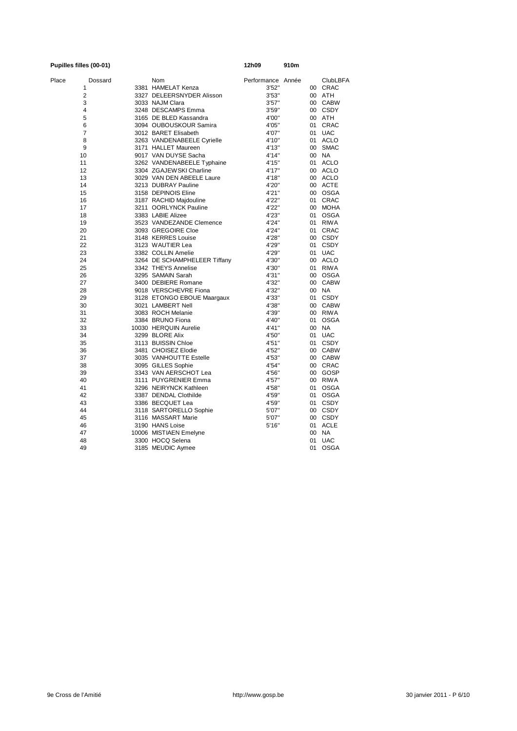**Pupilles filles (00-01)** **12h09** **910m**

| Place | Dossard | Nom | Performance | Année | ClubLBFA |
|---|---|---|---|---|---|
| 1 | 3381 | HAMELAT Kenza | 3'52" | 00 | CRAC |
| 2 | 3327 | DELEERSNYDER Alisson | 3'53" | 00 | ATH |
| 3 | 3033 | NAJM Clara | 3'57" | 00 | CABW |
| 4 | 3248 | DESCAMPS Emma | 3'59" | 00 | CSDY |
| 5 | 3165 | DE BLED Kassandra | 4'00" | 00 | ATH |
| 6 | 3094 | OUBOUSKOUR Samira | 4'05" | 01 | CRAC |
| 7 | 3012 | BARET Elisabeth | 4'07" | 01 | UAC |
| 8 | 3263 | VANDENABEELE Cyrielle | 4'10" | 01 | ACLO |
| 9 | 3171 | HALLET Maureen | 4'13" | 00 | SMAC |
| 10 | 9017 | VAN DUYSE Sacha | 4'14" | 00 | NA |
| 11 | 3262 | VANDENABEELE Typhaine | 4'15" | 01 | ACLO |
| 12 | 3304 | ZGAJEWSKI Charline | 4'17" | 00 | ACLO |
| 13 | 3029 | VAN DEN ABEELE Laure | 4'18" | 00 | ACLO |
| 14 | 3213 | DUBRAY Pauline | 4'20" | 00 | ACTE |
| 15 | 3158 | DEPINOIS Eline | 4'21" | 00 | OSGA |
| 16 | 3187 | RACHID Majdouline | 4'22" | 01 | CRAC |
| 17 | 3211 | OORLYNCK Pauline | 4'22" | 00 | MOHA |
| 18 | 3383 | LABIE Alizee | 4'23" | 01 | OSGA |
| 19 | 3523 | VANDEZANDE Clemence | 4'24" | 01 | RIWA |
| 20 | 3093 | GREGOIRE Cloe | 4'24" | 01 | CRAC |
| 21 | 3148 | KERRES Louise | 4'28" | 00 | CSDY |
| 22 | 3123 | WAUTIER Lea | 4'29" | 01 | CSDY |
| 23 | 3382 | COLLIN Amelie | 4'29" | 01 | UAC |
| 24 | 3264 | DE SCHAMPHELEER Tiffany | 4'30" | 00 | ACLO |
| 25 | 3342 | THEYS Annelise | 4'30" | 01 | RIWA |
| 26 | 3295 | SAMAIN Sarah | 4'31" | 00 | OSGA |
| 27 | 3400 | DEBIERE Romane | 4'32" | 00 | CABW |
| 28 | 9018 | VERSCHEVRE Fiona | 4'32" | 00 | NA |
| 29 | 3128 | ETONGO EBOUE Maargaux | 4'33" | 01 | CSDY |
| 30 | 3021 | LAMBERT Nell | 4'38" | 00 | CABW |
| 31 | 3083 | ROCH Melanie | 4'39" | 00 | RIWA |
| 32 | 3384 | BRUNO Fiona | 4'40" | 01 | OSGA |
| 33 | 10030 | HERQUIN Aurelie | 4'41" | 00 | NA |
| 34 | 3299 | BLORE Alix | 4'50" | 01 | UAC |
| 35 | 3113 | BUISSIN Chloe | 4'51" | 01 | CSDY |
| 36 | 3481 | CHOISEZ Elodie | 4'52" | 00 | CABW |
| 37 | 3035 | VANHOUTTE Estelle | 4'53" | 00 | CABW |
| 38 | 3095 | GILLES Sophie | 4'54" | 00 | CRAC |
| 39 | 3343 | VAN AERSCHOT Lea | 4'56" | 00 | GOSP |
| 40 | 3111 | PUYGRENIER Emma | 4'57" | 00 | RIWA |
| 41 | 3296 | NEIRYNCK Kathleen | 4'58" | 01 | OSGA |
| 42 | 3387 | DENDAL Clothilde | 4'59" | 01 | OSGA |
| 43 | 3386 | BECQUET Lea | 4'59" | 01 | CSDY |
| 44 | 3118 | SARTORELLO Sophie | 5'07" | 00 | CSDY |
| 45 | 3116 | MASSART Marie | 5'07" | 00 | CSDY |
| 46 | 3190 | HANS Loise | 5'16" | 01 | ACLE |
| 47 | 10006 | MISTIAEN Emelyne | | 00 | NA |
| 48 | 3300 | HOCQ Selena | | 01 | UAC |
| 49 | 3185 | MEUDIC Aymee | | 01 | OSGA |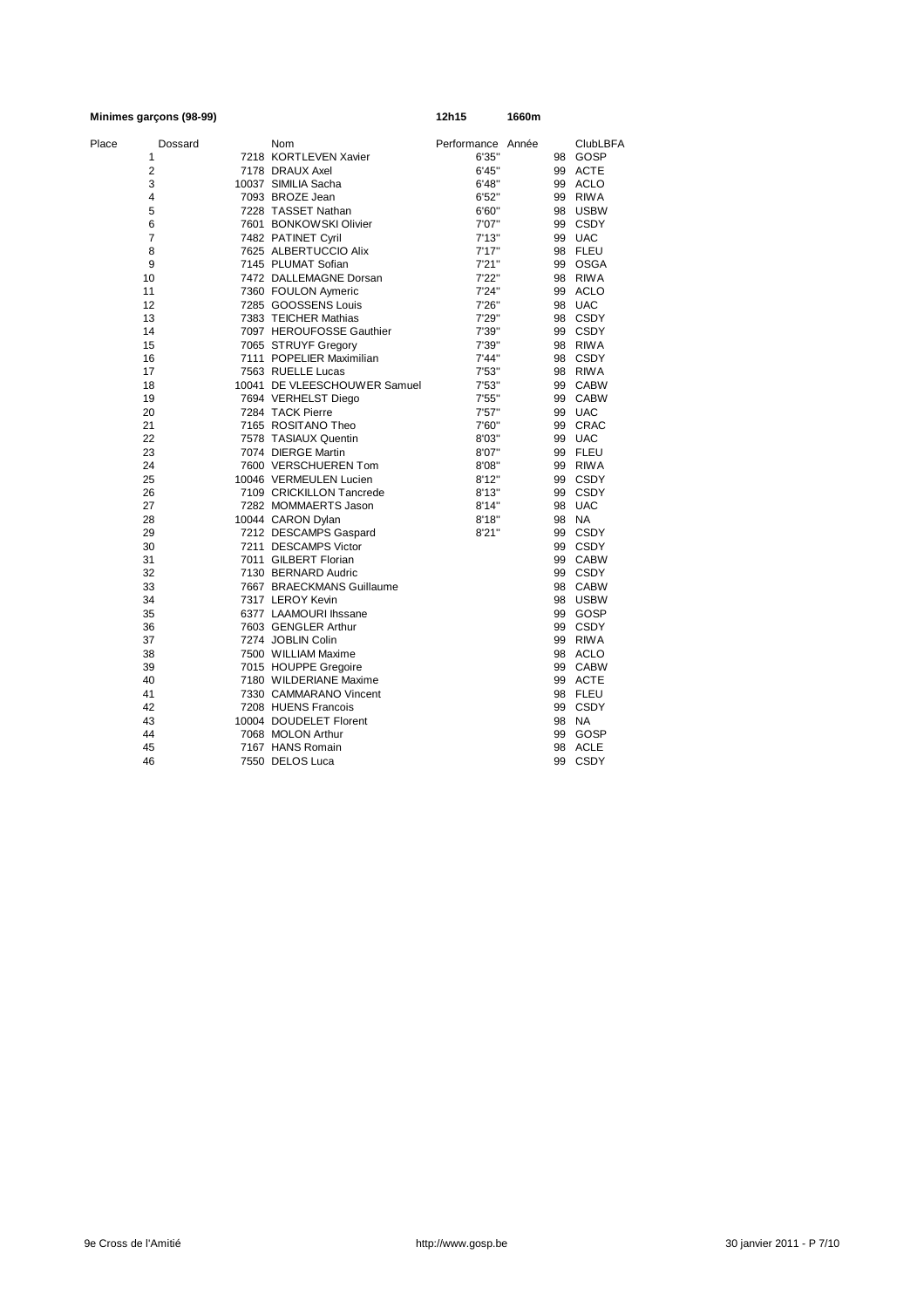**Minimes garçons (98-99)** **12h15** **1660m**

| Place | Dossard | Nom | Performance | Année | ClubLBFA |
|---|---|---|---|---|---|
| 1 | 7218 | KORTLEVEN Xavier | 6'35" | 98 | GOSP |
| 2 | 7178 | DRAUX Axel | 6'45" | 99 | ACTE |
| 3 | 10037 | SIMILIA Sacha | 6'48" | 99 | ACLO |
| 4 | 7093 | BROZE Jean | 6'52" | 99 | RIWA |
| 5 | 7228 | TASSET Nathan | 6'60" | 98 | USBW |
| 6 | 7601 | BONKOWSKI Olivier | 7'07" | 99 | CSDY |
| 7 | 7482 | PATINET Cyril | 7'13" | 99 | UAC |
| 8 | 7625 | ALBERTUCCIO Alix | 7'17" | 98 | FLEU |
| 9 | 7145 | PLUMAT Sofian | 7'21" | 99 | OSGA |
| 10 | 7472 | DALLEMAGNE Dorsan | 7'22" | 98 | RIWA |
| 11 | 7360 | FOULON Aymeric | 7'24" | 99 | ACLO |
| 12 | 7285 | GOOSSENS Louis | 7'26" | 98 | UAC |
| 13 | 7383 | TEICHER Mathias | 7'29" | 98 | CSDY |
| 14 | 7097 | HEROUFOSSE Gauthier | 7'39" | 99 | CSDY |
| 15 | 7065 | STRUYF Gregory | 7'39" | 98 | RIWA |
| 16 | 7111 | POPELIER Maximilian | 7'44" | 98 | CSDY |
| 17 | 7563 | RUELLE Lucas | 7'53" | 98 | RIWA |
| 18 | 10041 | DE VLEESCHOUWER Samuel | 7'53" | 99 | CABW |
| 19 | 7694 | VERHELST Diego | 7'55" | 99 | CABW |
| 20 | 7284 | TACK Pierre | 7'57" | 99 | UAC |
| 21 | 7165 | ROSITANO Theo | 7'60" | 99 | CRAC |
| 22 | 7578 | TASIAUX Quentin | 8'03" | 99 | UAC |
| 23 | 7074 | DIERGE Martin | 8'07" | 99 | FLEU |
| 24 | 7600 | VERSCHUEREN Tom | 8'08" | 99 | RIWA |
| 25 | 10046 | VERMEULEN Lucien | 8'12" | 99 | CSDY |
| 26 | 7109 | CRICKILLON Tancrede | 8'13" | 99 | CSDY |
| 27 | 7282 | MOMMAERTS Jason | 8'14" | 98 | UAC |
| 28 | 10044 | CARON Dylan | 8'18" | 98 | NA |
| 29 | 7212 | DESCAMPS Gaspard | 8'21" | 99 | CSDY |
| 30 | 7211 | DESCAMPS Victor | | 99 | CSDY |
| 31 | 7011 | GILBERT Florian | | 99 | CABW |
| 32 | 7130 | BERNARD Audric | | 99 | CSDY |
| 33 | 7667 | BRAECKMANS Guillaume | | 98 | CABW |
| 34 | 7317 | LEROY Kevin | | 98 | USBW |
| 35 | 6377 | LAAMOURI Ihssane | | 99 | GOSP |
| 36 | 7603 | GENGLER Arthur | | 99 | CSDY |
| 37 | 7274 | JOBLIN Colin | | 99 | RIWA |
| 38 | 7500 | WILLIAM Maxime | | 98 | ACLO |
| 39 | 7015 | HOUPPE Gregoire | | 99 | CABW |
| 40 | 7180 | WILDERIANE Maxime | | 99 | ACTE |
| 41 | 7330 | CAMMARANO Vincent | | 98 | FLEU |
| 42 | 7208 | HUENS Francois | | 99 | CSDY |
| 43 | 10004 | DOUDELET Florent | | 98 | NA |
| 44 | 7068 | MOLON Arthur | | 99 | GOSP |
| 45 | 7167 | HANS Romain | | 98 | ACLE |
| 46 | 7550 | DELOS Luca | | 99 | CSDY |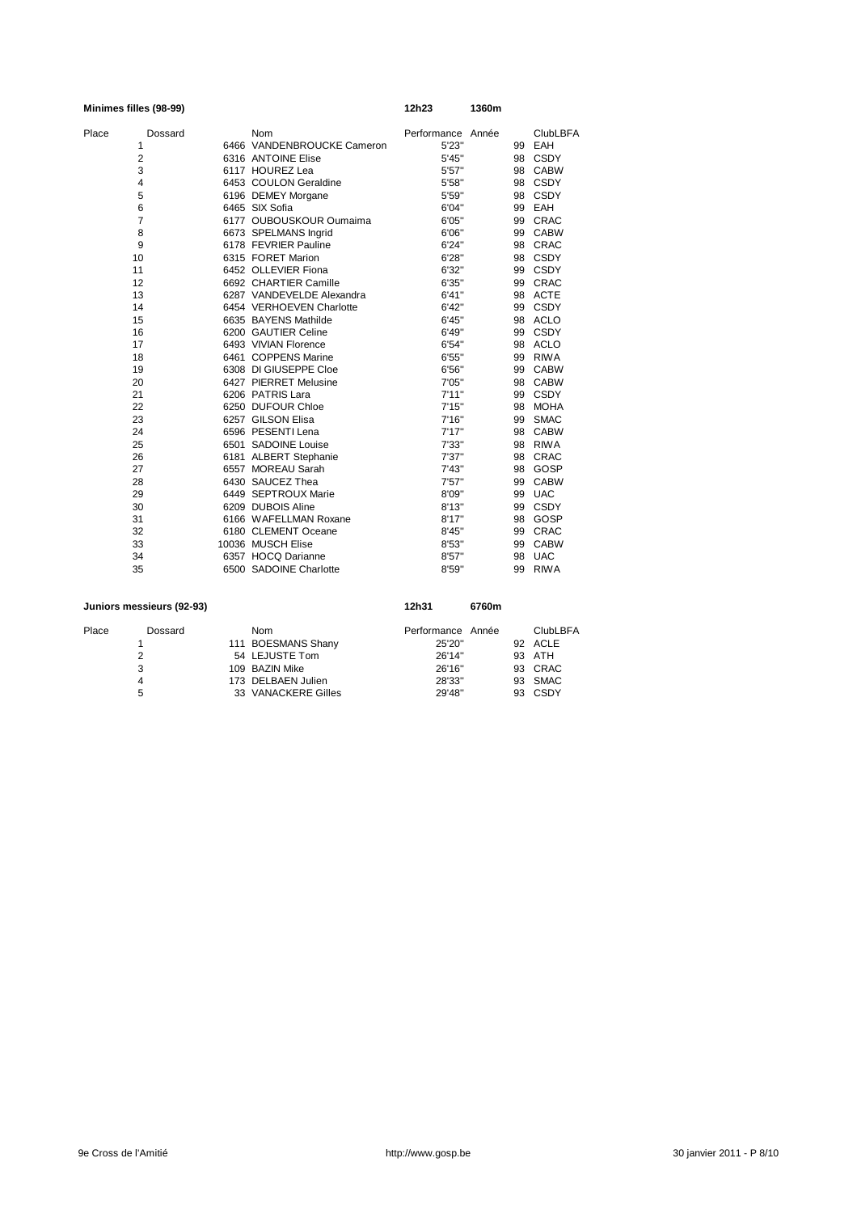**Minimes filles (98-99)** **12h23** **1360m**

| Place | Dossard | Nom | Performance | Année | ClubLBFA |
|---|---|---|---|---|---|
| 1 | 6466 | VANDENBROUCKE Cameron | 5'23" | 99 | EAH |
| 2 | 6316 | ANTOINE Elise | 5'45" | 98 | CSDY |
| 3 | 6117 | HOUREZ Lea | 5'57" | 98 | CABW |
| 4 | 6453 | COULON Geraldine | 5'58" | 98 | CSDY |
| 5 | 6196 | DEMEY Morgane | 5'59" | 98 | CSDY |
| 6 | 6465 | SIX Sofia | 6'04" | 99 | EAH |
| 7 | 6177 | OUBOUSKOUR Oumaima | 6'05" | 99 | CRAC |
| 8 | 6673 | SPELMANS Ingrid | 6'06" | 99 | CABW |
| 9 | 6178 | FEVRIER Pauline | 6'24" | 98 | CRAC |
| 10 | 6315 | FORET Marion | 6'28" | 98 | CSDY |
| 11 | 6452 | OLLEVIER Fiona | 6'32" | 99 | CSDY |
| 12 | 6692 | CHARTIER Camille | 6'35" | 99 | CRAC |
| 13 | 6287 | VANDEVELDE Alexandra | 6'41" | 98 | ACTE |
| 14 | 6454 | VERHOEVEN Charlotte | 6'42" | 99 | CSDY |
| 15 | 6635 | BAYENS Mathilde | 6'45" | 98 | ACLO |
| 16 | 6200 | GAUTIER Celine | 6'49" | 99 | CSDY |
| 17 | 6493 | VIVIAN Florence | 6'54" | 98 | ACLO |
| 18 | 6461 | COPPENS Marine | 6'55" | 99 | RIWA |
| 19 | 6308 | DI GIUSEPPE Cloe | 6'56" | 99 | CABW |
| 20 | 6427 | PIERRET Melusine | 7'05" | 98 | CABW |
| 21 | 6206 | PATRIS Lara | 7'11" | 99 | CSDY |
| 22 | 6250 | DUFOUR Chloe | 7'15" | 98 | MOHA |
| 23 | 6257 | GILSON Elisa | 7'16" | 99 | SMAC |
| 24 | 6596 | PESENTI Lena | 7'17" | 98 | CABW |
| 25 | 6501 | SADOINE Louise | 7'33" | 98 | RIWA |
| 26 | 6181 | ALBERT Stephanie | 7'37" | 98 | CRAC |
| 27 | 6557 | MOREAU Sarah | 7'43" | 98 | GOSP |
| 28 | 6430 | SAUCEZ Thea | 7'57" | 99 | CABW |
| 29 | 6449 | SEPTROUX Marie | 8'09" | 99 | UAC |
| 30 | 6209 | DUBOIS Aline | 8'13" | 99 | CSDY |
| 31 | 6166 | WAFELLMAN Roxane | 8'17" | 98 | GOSP |
| 32 | 6180 | CLEMENT Oceane | 8'45" | 99 | CRAC |
| 33 | 10036 | MUSCH Elise | 8'53" | 99 | CABW |
| 34 | 6357 | HOCQ Darianne | 8'57" | 98 | UAC |
| 35 | 6500 | SADOINE Charlotte | 8'59" | 99 | RIWA |

**Juniors messieurs (92-93)** **12h31** **6760m**

| Place | Dossard | Nom | Performance | Année | ClubLBFA |
|---|---|---|---|---|---|
| 1 | 111 | BOESMANS Shany | 25'20" | 92 | ACLE |
| 2 | 54 | LEJUSTE Tom | 26'14" | 93 | ATH |
| 3 | 109 | BAZIN Mike | 26'16" | 93 | CRAC |
| 4 | 173 | DELBAEN Julien | 28'33" | 93 | SMAC |
| 5 | 33 | VANACKERE Gilles | 29'48" | 93 | CSDY |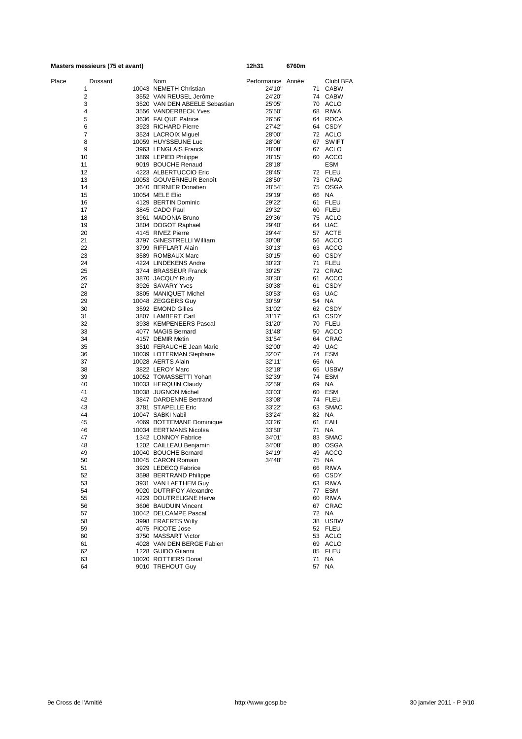**Masters messieurs (75 et avant)** **12h31** **6760m**

| Place | Dossard | Nom | Performance | Année | ClubLBFA |
|---|---|---|---|---|---|
| 1 | 10043 | NEMETH Christian | 24'10" | 71 | CABW |
| 2 | 3552 | VAN REUSEL Jerôme | 24'20" | 74 | CABW |
| 3 | 3520 | VAN DEN ABEELE Sebastian | 25'05" | 70 | ACLO |
| 4 | 3556 | VANDERBECK Yves | 25'50" | 68 | RIWA |
| 5 | 3636 | FALQUE Patrice | 26'56" | 64 | ROCA |
| 6 | 3923 | RICHARD Pierre | 27'42" | 64 | CSDY |
| 7 | 3524 | LACROIX Miguel | 28'00" | 72 | ACLO |
| 8 | 10059 | HUYSSEUNE Luc | 28'06" | 67 | SWIFT |
| 9 | 3963 | LENGLAIS Franck | 28'08" | 67 | ACLO |
| 10 | 3869 | LEPIED Philippe | 28'15" | 60 | ACCO |
| 11 | 9019 | BOUCHE Renaud | 28'18" | | ESM |
| 12 | 4223 | ALBERTUCCIO Eric | 28'45" | 72 | FLEU |
| 13 | 10053 | GOUVERNEUR Benoît | 28'50" | 73 | CRAC |
| 14 | 3640 | BERNIER Donatien | 28'54" | 75 | OSGA |
| 15 | 10054 | MELE Elio | 29'19" | 66 | NA |
| 16 | 4129 | BERTIN Dominic | 29'22" | 61 | FLEU |
| 17 | 3845 | CADO Paul | 29'32" | 60 | FLEU |
| 18 | 3961 | MADONIA Bruno | 29'36" | 75 | ACLO |
| 19 | 3804 | DOGOT Raphael | 29'40" | 64 | UAC |
| 20 | 4145 | RIVEZ Pierre | 29'44" | 57 | ACTE |
| 21 | 3797 | GINESTRELLI William | 30'08" | 56 | ACCO |
| 22 | 3799 | RIFFLART Alain | 30'13" | 63 | ACCO |
| 23 | 3589 | ROMBAUX Marc | 30'15" | 60 | CSDY |
| 24 | 4224 | LINDEKENS Andre | 30'23" | 71 | FLEU |
| 25 | 3744 | BRASSEUR Franck | 30'25" | 72 | CRAC |
| 26 | 3870 | JACQUY Rudy | 30'30" | 61 | ACCO |
| 27 | 3926 | SAVARY Yves | 30'38" | 61 | CSDY |
| 28 | 3805 | MANIQUET Michel | 30'53" | 63 | UAC |
| 29 | 10048 | ZEGGERS Guy | 30'59" | 54 | NA |
| 30 | 3592 | EMOND Gilles | 31'02" | 62 | CSDY |
| 31 | 3807 | LAMBERT Carl | 31'17" | 63 | CSDY |
| 32 | 3938 | KEMPENEERS Pascal | 31'20" | 70 | FLEU |
| 33 | 4077 | MAGIS Bernard | 31'48" | 50 | ACCO |
| 34 | 4157 | DEMIR Metin | 31'54" | 64 | CRAC |
| 35 | 3510 | FERAUCHE Jean Marie | 32'00" | 49 | UAC |
| 36 | 10039 | LOTERMAN Stephane | 32'07" | 74 | ESM |
| 37 | 10028 | AERTS Alain | 32'11" | 66 | NA |
| 38 | 3822 | LEROY Marc | 32'18" | 65 | USBW |
| 39 | 10052 | TOMASSETTI Yohan | 32'39" | 74 | ESM |
| 40 | 10033 | HERQUIN Claudy | 32'59" | 69 | NA |
| 41 | 10038 | JUGNON Michel | 33'03" | 60 | ESM |
| 42 | 3847 | DARDENNE Bertrand | 33'08" | 74 | FLEU |
| 43 | 3781 | STAPELLE Eric | 33'22" | 63 | SMAC |
| 44 | 10047 | SABKI Nabil | 33'24" | 82 | NA |
| 45 | 4069 | BOTTEMANE Dominique | 33'26" | 61 | EAH |
| 46 | 10034 | EERTMANS Nicolsa | 33'50" | 71 | NA |
| 47 | 1342 | LONNOY Fabrice | 34'01" | 83 | SMAC |
| 48 | 1202 | CAILLEAU Benjamin | 34'08" | 80 | OSGA |
| 49 | 10040 | BOUCHE Bernard | 34'19" | 49 | ACCO |
| 50 | 10045 | CARON Romain | 34'48" | 75 | NA |
| 51 | 3929 | LEDECQ Fabrice | | 66 | RIWA |
| 52 | 3598 | BERTRAND Philippe | | 66 | CSDY |
| 53 | 3931 | VAN LAETHEM Guy | | 63 | RIWA |
| 54 | 9020 | DUTRIFOY Alexandre | | 77 | ESM |
| 55 | 4229 | DOUTRELIGNE Herve | | 60 | RIWA |
| 56 | 3606 | BAUDUIN Vincent | | 67 | CRAC |
| 57 | 10042 | DELCAMPE Pascal | | 72 | NA |
| 58 | 3998 | ERAERTS Willy | | 38 | USBW |
| 59 | 4075 | PICOTE Jose | | 52 | FLEU |
| 60 | 3750 | MASSART Victor | | 53 | ACLO |
| 61 | 4028 | VAN DEN BERGE Fabien | | 69 | ACLO |
| 62 | 1228 | GUIDO Giianni | | 85 | FLEU |
| 63 | 10020 | ROTTIERS Donat | | 71 | NA |
| 64 | 9010 | TREHOUT Guy | | 57 | NA |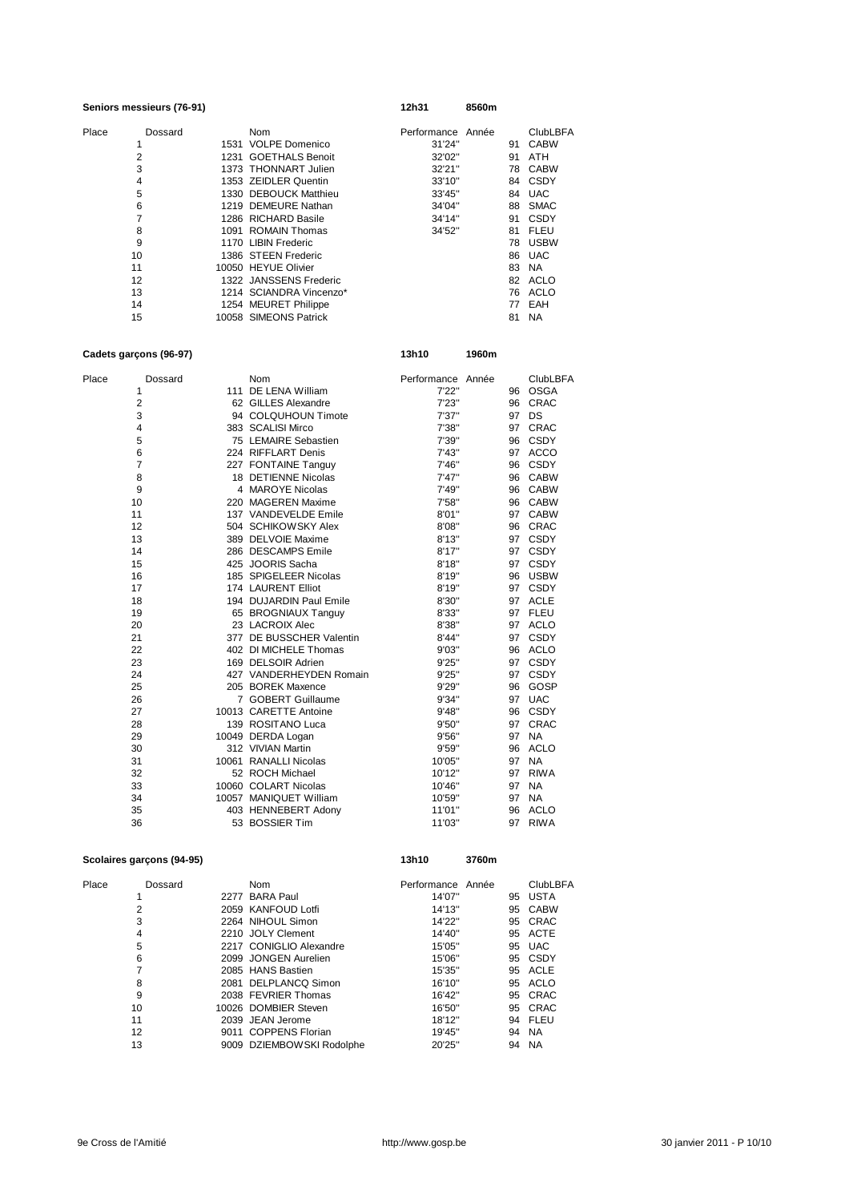**Seniors messieurs (76-91)** 12h31 8560m

| Place | Dossard | Nom | Performance | Année | ClubLBFA |
|---|---|---|---|---|---|
| 1 | 1531 | VOLPE Domenico | 31'24'' | 91 | CABW |
| 2 | 1231 | GOETHALS Benoit | 32'02'' | 91 | ATH |
| 3 | 1373 | THONNART Julien | 32'21'' | 78 | CABW |
| 4 | 1353 | ZEIDLER Quentin | 33'10'' | 84 | CSDY |
| 5 | 1330 | DEBOUCK Matthieu | 33'45'' | 84 | UAC |
| 6 | 1219 | DEMEURE Nathan | 34'04'' | 88 | SMAC |
| 7 | 1286 | RICHARD Basile | 34'14'' | 91 | CSDY |
| 8 | 1091 | ROMAIN Thomas | 34'52'' | 81 | FLEU |
| 9 | 1170 | LIBIN Frederic | | 78 | USBW |
| 10 | 1386 | STEEN Frederic | | 86 | UAC |
| 11 | 10050 | HEYUE Olivier | | 83 | NA |
| 12 | 1322 | JANSSENS Frederic | | 82 | ACLO |
| 13 | 1214 | SCIANDRA Vincenzo* | | 76 | ACLO |
| 14 | 1254 | MEURET Philippe | | 77 | EAH |
| 15 | 10058 | SIMEONS Patrick | | 81 | NA |

**Cadets garçons (96-97)** 13h10 1960m

| Place | Dossard | Nom | Performance | Année | ClubLBFA |
|---|---|---|---|---|---|
| 1 | 111 | DE LENA William | 7'22'' | 96 | OSGA |
| 2 | 62 | GILLES Alexandre | 7'23'' | 96 | CRAC |
| 3 | 94 | COLQUHOUN Timote | 7'37'' | 97 | DS |
| 4 | 383 | SCALISI Mirco | 7'38'' | 97 | CRAC |
| 5 | 75 | LEMAIRE Sebastien | 7'39'' | 96 | CSDY |
| 6 | 224 | RIFFLART Denis | 7'43'' | 97 | ACCO |
| 7 | 227 | FONTAINE Tanguy | 7'46'' | 96 | CSDY |
| 8 | 18 | DETIENNE Nicolas | 7'47'' | 96 | CABW |
| 9 | 4 | MAROYE Nicolas | 7'49'' | 96 | CABW |
| 10 | 220 | MAGEREN Maxime | 7'58'' | 96 | CABW |
| 11 | 137 | VANDEVELDE Emile | 8'01'' | 97 | CABW |
| 12 | 504 | SCHIKOWSKY Alex | 8'08'' | 96 | CRAC |
| 13 | 389 | DELVOIE Maxime | 8'13'' | 97 | CSDY |
| 14 | 286 | DESCAMPS Emile | 8'17'' | 97 | CSDY |
| 15 | 425 | JOORIS Sacha | 8'18'' | 97 | CSDY |
| 16 | 185 | SPIGELEER Nicolas | 8'19'' | 96 | USBW |
| 17 | 174 | LAURENT Elliot | 8'19'' | 97 | CSDY |
| 18 | 194 | DUJARDIN Paul Emile | 8'30'' | 97 | ACLE |
| 19 | 65 | BROGNIAUX Tanguy | 8'33'' | 97 | FLEU |
| 20 | 23 | LACROIX Alec | 8'38'' | 97 | ACLO |
| 21 | 377 | DE BUSSCHER Valentin | 8'44'' | 97 | CSDY |
| 22 | 402 | DI MICHELE Thomas | 9'03'' | 96 | ACLO |
| 23 | 169 | DELSOIR Adrien | 9'25'' | 97 | CSDY |
| 24 | 427 | VANDERHEYDEN Romain | 9'25'' | 97 | CSDY |
| 25 | 205 | BOREK Maxence | 9'29'' | 96 | GOSP |
| 26 | 7 | GOBERT Guillaume | 9'34'' | 97 | UAC |
| 27 | 10013 | CARETTE Antoine | 9'48'' | 96 | CSDY |
| 28 | 139 | ROSITANO Luca | 9'50'' | 97 | CRAC |
| 29 | 10049 | DERDA Logan | 9'56'' | 97 | NA |
| 30 | 312 | VIVIAN Martin | 9'59'' | 96 | ACLO |
| 31 | 10061 | RANALLI Nicolas | 10'05'' | 97 | NA |
| 32 | 52 | ROCH Michael | 10'12'' | 97 | RIWA |
| 33 | 10060 | COLART Nicolas | 10'46'' | 97 | NA |
| 34 | 10057 | MANIQUET William | 10'59'' | 97 | NA |
| 35 | 403 | HENNEBERT Adony | 11'01'' | 96 | ACLO |
| 36 | 53 | BOSSIER Tim | 11'03'' | 97 | RIWA |

**Scolaires garçons (94-95)** 13h10 3760m

| Place | Dossard | Nom | Performance | Année | ClubLBFA |
|---|---|---|---|---|---|
| 1 | 2277 | BARA Paul | 14'07'' | 95 | USTA |
| 2 | 2059 | KANFOUD Lotfi | 14'13'' | 95 | CABW |
| 3 | 2264 | NIHOUL Simon | 14'22'' | 95 | CRAC |
| 4 | 2210 | JOLY Clement | 14'40'' | 95 | ACTE |
| 5 | 2217 | CONIGLIO Alexandre | 15'05'' | 95 | UAC |
| 6 | 2099 | JONGEN Aurelien | 15'06'' | 95 | CSDY |
| 7 | 2085 | HANS Bastien | 15'35'' | 95 | ACLE |
| 8 | 2081 | DELPLANCQ Simon | 16'10'' | 95 | ACLO |
| 9 | 2038 | FEVRIER Thomas | 16'42'' | 95 | CRAC |
| 10 | 10026 | DOMBIER Steven | 16'50'' | 95 | CRAC |
| 11 | 2039 | JEAN Jerome | 18'12'' | 94 | FLEU |
| 12 | 9011 | COPPENS Florian | 19'45'' | 94 | NA |
| 13 | 9009 | DZIEMBOWSKI Rodolphe | 20'25'' | 94 | NA |